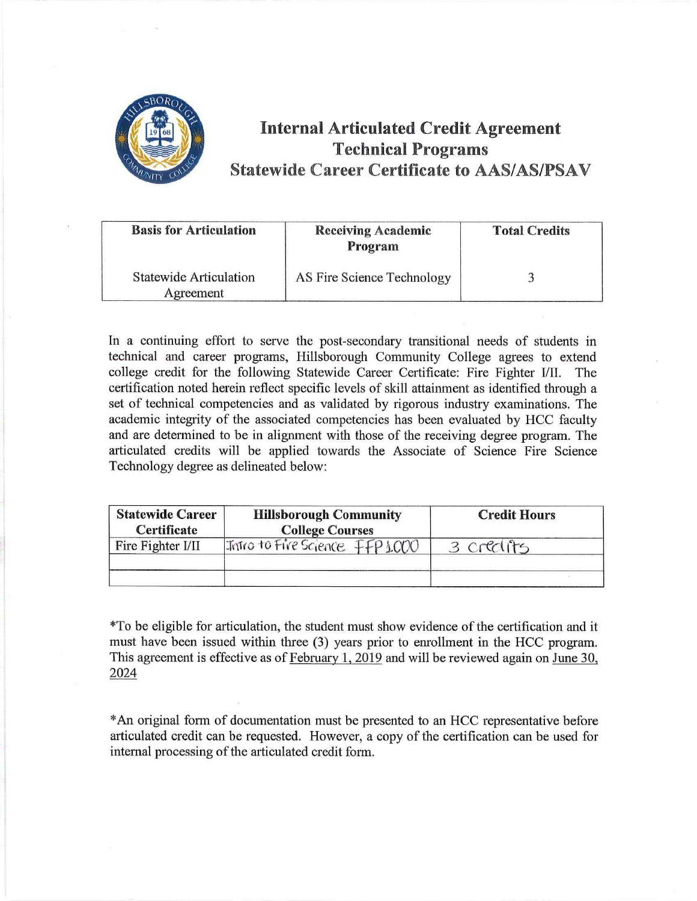# Internal Articulated Credit Agreement
## Technical Programs
## Statewide Career Certificate to AAS/AS/PSAV

| Basis for Articulation | Receiving Academic Program | Total Credits |
|---|---|---|
| Statewide Articulation Agreement | AS Fire Science Technology | 3 |

In a continuing effort to serve the post-secondary transitional needs of students in technical and career programs, Hillsborough Community College agrees to extend college credit for the following Statewide Career Certificate: Fire Fighter I/II. The certification noted herein reflect specific levels of skill attainment as identified through a set of technical competencies and as validated by rigorous industry examinations. The academic integrity of the associated competencies has been evaluated by HCC faculty and are determined to be in alignment with those of the receiving degree program. The articulated credits will be applied towards the Associate of Science Fire Science Technology degree as delineated below:

| Statewide Career Certificate | Hillsborough Community College Courses | Credit Hours |
|---|---|---|
| Fire Fighter I/II | Intro to Fire Science FFP 1000 | 3 credits |
| | | |
| | | |

*To be eligible for articulation, the student must show evidence of the certification and it must have been issued within three (3) years prior to enrollment in the HCC program. This agreement is effective as of February 1, 2019 and will be reviewed again on June 30, 2024

*An original form of documentation must be presented to an HCC representative before articulated credit can be requested. However, a copy of the certification can be used for internal processing of the articulated credit form.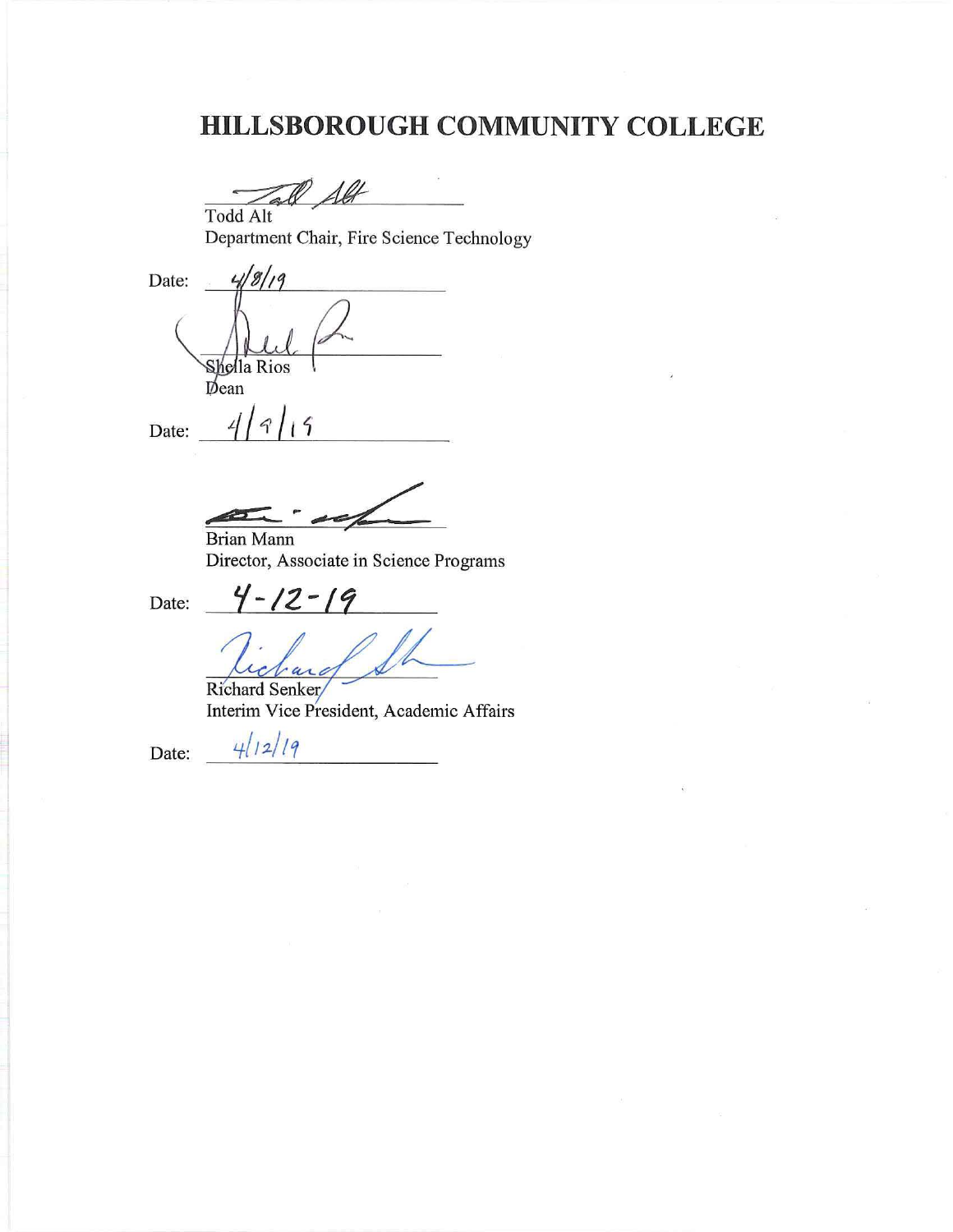# HILLSBOROUGH COMMUNITY COLLEGE

Todd Alt
Department Chair, Fire Science Technology

Date: 4/8/19

Sheila Rios
Dean

Date: 4/9/19

Brian Mann
Director, Associate in Science Programs

Date: 4-12-19

Richard Senker
Interim Vice President, Academic Affairs

Date: 4/12/19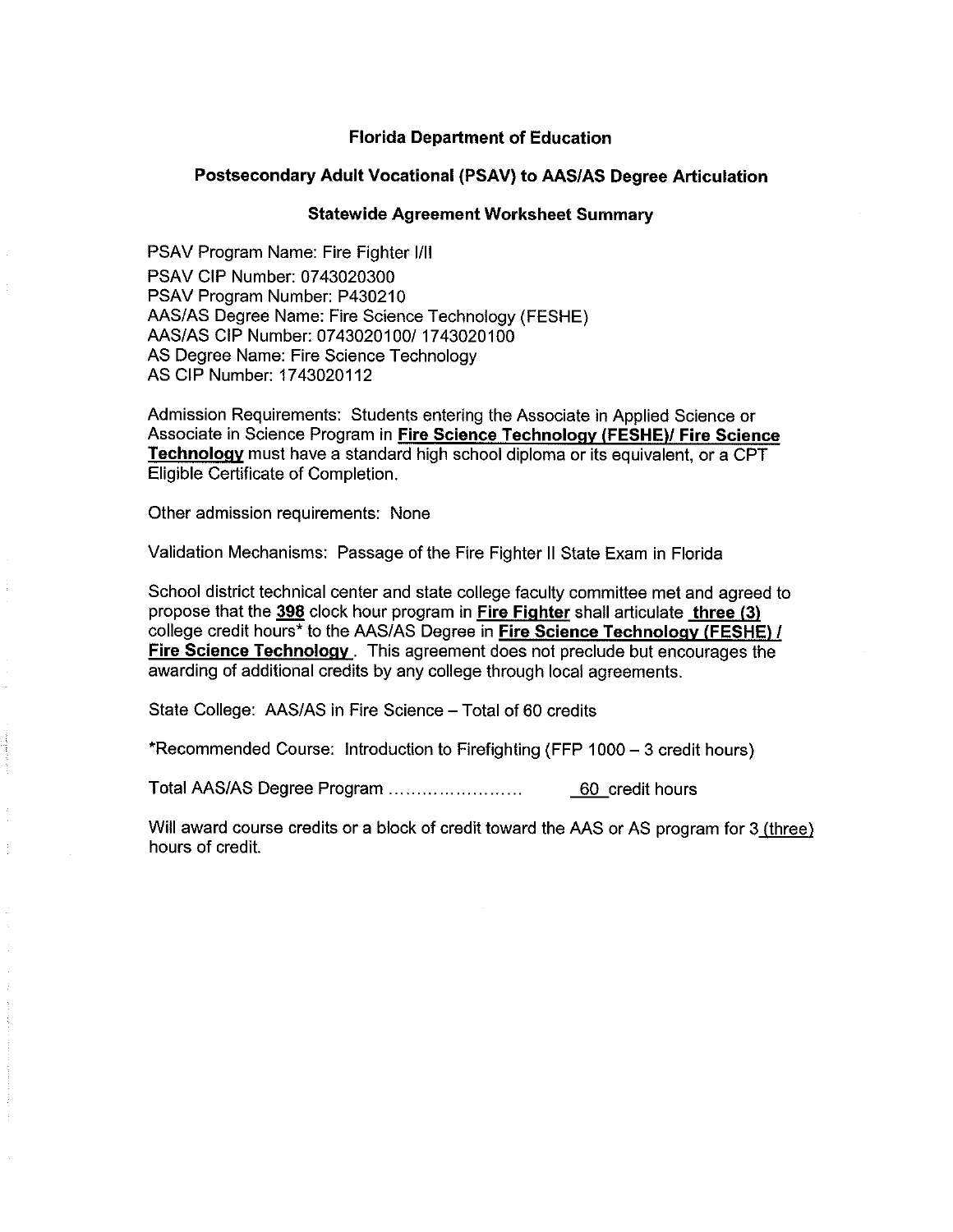## Florida Department of Education

### Postsecondary Adult Vocational (PSAV) to AAS/AS Degree Articulation

### Statewide Agreement Worksheet Summary

PSAV Program Name: Fire Fighter I/II
PSAV CIP Number: 0743020300
PSAV Program Number: P430210
AAS/AS Degree Name: Fire Science Technology (FESHE)
AAS/AS CIP Number: 0743020100/ 1743020100
AS Degree Name: Fire Science Technology
AS CIP Number: 1743020112

Admission Requirements: Students entering the Associate in Applied Science or Associate in Science Program in **Fire Science Technology (FESHE)/ Fire Science Technology** must have a standard high school diploma or its equivalent, or a CPT Eligible Certificate of Completion.

Other admission requirements: None

Validation Mechanisms: Passage of the Fire Fighter II State Exam in Florida

School district technical center and state college faculty committee met and agreed to propose that the **398** clock hour program in **Fire Fighter** shall articulate **three (3)** college credit hours* to the AAS/AS Degree in **Fire Science Technology (FESHE) / Fire Science Technology**. This agreement does not preclude but encourages the awarding of additional credits by any college through local agreements.

State College: AAS/AS in Fire Science – Total of 60 credits

*Recommended Course: Introduction to Firefighting (FFP 1000 – 3 credit hours)

Total AAS/AS Degree Program ........................ 60 credit hours

Will award course credits or a block of credit toward the AAS or AS program for 3 (three) hours of credit.